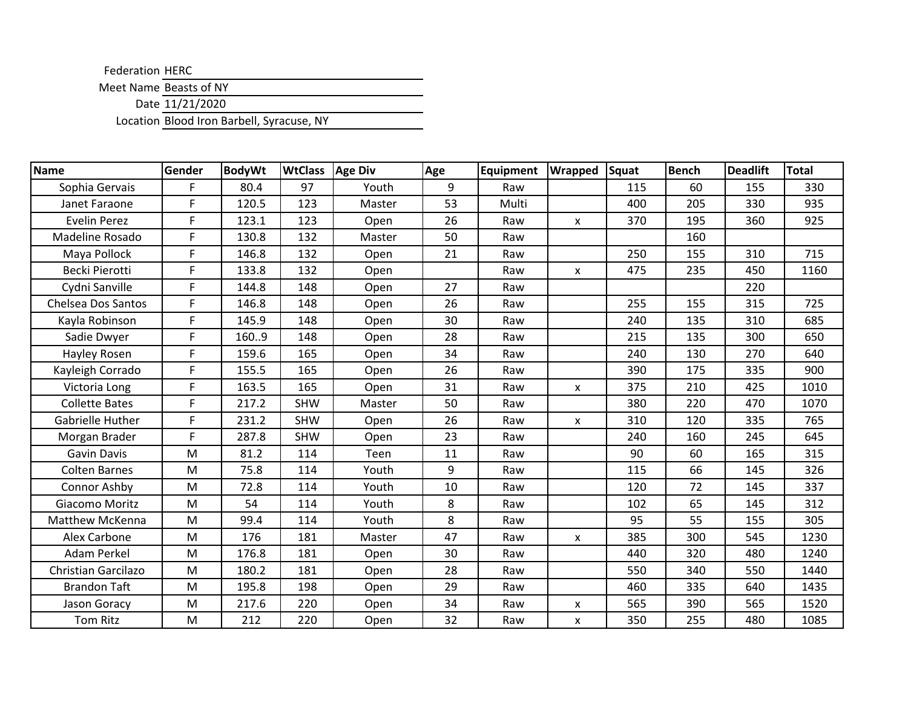Federation HERC

Meet Name Beasts of NY

Date 11/21/2020

Location Blood Iron Barbell, Syracuse, NY

| Name | Gender | BodyWt | WtClass | Age Div | Age | Equipment | Wrapped | Squat | Bench | Deadlift | Total |
|---|---|---|---|---|---|---|---|---|---|---|---|
| Sophia Gervais | F | 80.4 | 97 | Youth | 9 | Raw | | 115 | 60 | 155 | 330 |
| Janet Faraone | F | 120.5 | 123 | Master | 53 | Multi | | 400 | 205 | 330 | 935 |
| Evelin Perez | F | 123.1 | 123 | Open | 26 | Raw | x | 370 | 195 | 360 | 925 |
| Madeline Rosado | F | 130.8 | 132 | Master | 50 | Raw | | | 160 | | |
| Maya Pollock | F | 146.8 | 132 | Open | 21 | Raw | | 250 | 155 | 310 | 715 |
| Becki Pierotti | F | 133.8 | 132 | Open | | Raw | x | 475 | 235 | 450 | 1160 |
| Cydni Sanville | F | 144.8 | 148 | Open | 27 | Raw | | | | 220 | |
| Chelsea Dos Santos | F | 146.8 | 148 | Open | 26 | Raw | | 255 | 155 | 315 | 725 |
| Kayla Robinson | F | 145.9 | 148 | Open | 30 | Raw | | 240 | 135 | 310 | 685 |
| Sadie Dwyer | F | 160..9 | 148 | Open | 28 | Raw | | 215 | 135 | 300 | 650 |
| Hayley Rosen | F | 159.6 | 165 | Open | 34 | Raw | | 240 | 130 | 270 | 640 |
| Kayleigh Corrado | F | 155.5 | 165 | Open | 26 | Raw | | 390 | 175 | 335 | 900 |
| Victoria Long | F | 163.5 | 165 | Open | 31 | Raw | x | 375 | 210 | 425 | 1010 |
| Collette Bates | F | 217.2 | SHW | Master | 50 | Raw | | 380 | 220 | 470 | 1070 |
| Gabrielle Huther | F | 231.2 | SHW | Open | 26 | Raw | x | 310 | 120 | 335 | 765 |
| Morgan Brader | F | 287.8 | SHW | Open | 23 | Raw | | 240 | 160 | 245 | 645 |
| Gavin Davis | M | 81.2 | 114 | Teen | 11 | Raw | | 90 | 60 | 165 | 315 |
| Colten Barnes | M | 75.8 | 114 | Youth | 9 | Raw | | 115 | 66 | 145 | 326 |
| Connor Ashby | M | 72.8 | 114 | Youth | 10 | Raw | | 120 | 72 | 145 | 337 |
| Giacomo Moritz | M | 54 | 114 | Youth | 8 | Raw | | 102 | 65 | 145 | 312 |
| Matthew McKenna | M | 99.4 | 114 | Youth | 8 | Raw | | 95 | 55 | 155 | 305 |
| Alex Carbone | M | 176 | 181 | Master | 47 | Raw | x | 385 | 300 | 545 | 1230 |
| Adam Perkel | M | 176.8 | 181 | Open | 30 | Raw | | 440 | 320 | 480 | 1240 |
| Christian Garcilazo | M | 180.2 | 181 | Open | 28 | Raw | | 550 | 340 | 550 | 1440 |
| Brandon Taft | M | 195.8 | 198 | Open | 29 | Raw | | 460 | 335 | 640 | 1435 |
| Jason Goracy | M | 217.6 | 220 | Open | 34 | Raw | x | 565 | 390 | 565 | 1520 |
| Tom Ritz | M | 212 | 220 | Open | 32 | Raw | x | 350 | 255 | 480 | 1085 |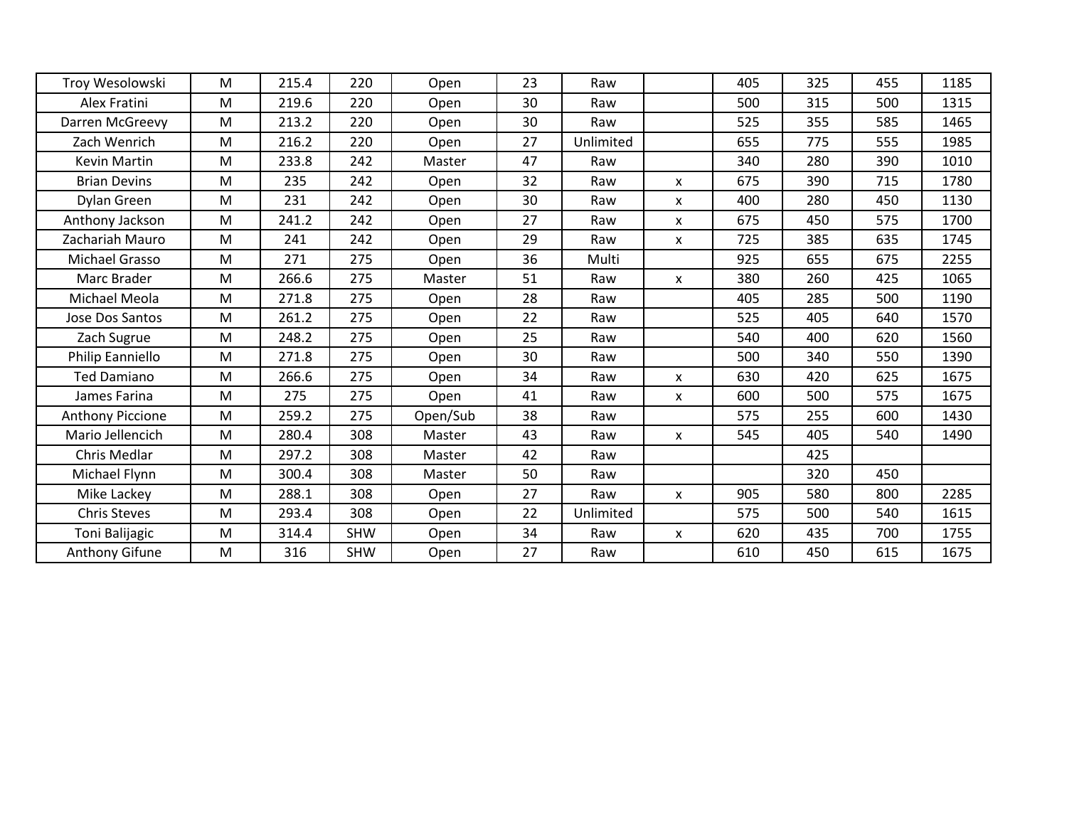| | | | | | | | | | | | |
|---|---|---|---|---|---|---|---|---|---|---|---|
| Troy Wesolowski | M | 215.4 | 220 | Open | 23 | Raw | | 405 | 325 | 455 | 1185 |
| Alex Fratini | M | 219.6 | 220 | Open | 30 | Raw | | 500 | 315 | 500 | 1315 |
| Darren McGreevy | M | 213.2 | 220 | Open | 30 | Raw | | 525 | 355 | 585 | 1465 |
| Zach Wenrich | M | 216.2 | 220 | Open | 27 | Unlimited | | 655 | 775 | 555 | 1985 |
| Kevin Martin | M | 233.8 | 242 | Master | 47 | Raw | | 340 | 280 | 390 | 1010 |
| Brian Devins | M | 235 | 242 | Open | 32 | Raw | x | 675 | 390 | 715 | 1780 |
| Dylan Green | M | 231 | 242 | Open | 30 | Raw | x | 400 | 280 | 450 | 1130 |
| Anthony Jackson | M | 241.2 | 242 | Open | 27 | Raw | x | 675 | 450 | 575 | 1700 |
| Zachariah Mauro | M | 241 | 242 | Open | 29 | Raw | x | 725 | 385 | 635 | 1745 |
| Michael Grasso | M | 271 | 275 | Open | 36 | Multi | | 925 | 655 | 675 | 2255 |
| Marc Brader | M | 266.6 | 275 | Master | 51 | Raw | x | 380 | 260 | 425 | 1065 |
| Michael Meola | M | 271.8 | 275 | Open | 28 | Raw | | 405 | 285 | 500 | 1190 |
| Jose Dos Santos | M | 261.2 | 275 | Open | 22 | Raw | | 525 | 405 | 640 | 1570 |
| Zach Sugrue | M | 248.2 | 275 | Open | 25 | Raw | | 540 | 400 | 620 | 1560 |
| Philip Eanniello | M | 271.8 | 275 | Open | 30 | Raw | | 500 | 340 | 550 | 1390 |
| Ted Damiano | M | 266.6 | 275 | Open | 34 | Raw | x | 630 | 420 | 625 | 1675 |
| James Farina | M | 275 | 275 | Open | 41 | Raw | x | 600 | 500 | 575 | 1675 |
| Anthony Piccione | M | 259.2 | 275 | Open/Sub | 38 | Raw | | 575 | 255 | 600 | 1430 |
| Mario Jellencich | M | 280.4 | 308 | Master | 43 | Raw | x | 545 | 405 | 540 | 1490 |
| Chris Medlar | M | 297.2 | 308 | Master | 42 | Raw | | | 425 | | |
| Michael Flynn | M | 300.4 | 308 | Master | 50 | Raw | | | 320 | 450 | |
| Mike Lackey | M | 288.1 | 308 | Open | 27 | Raw | x | 905 | 580 | 800 | 2285 |
| Chris Steves | M | 293.4 | 308 | Open | 22 | Unlimited | | 575 | 500 | 540 | 1615 |
| Toni Balijagic | M | 314.4 | SHW | Open | 34 | Raw | x | 620 | 435 | 700 | 1755 |
| Anthony Gifune | M | 316 | SHW | Open | 27 | Raw | | 610 | 450 | 615 | 1675 |